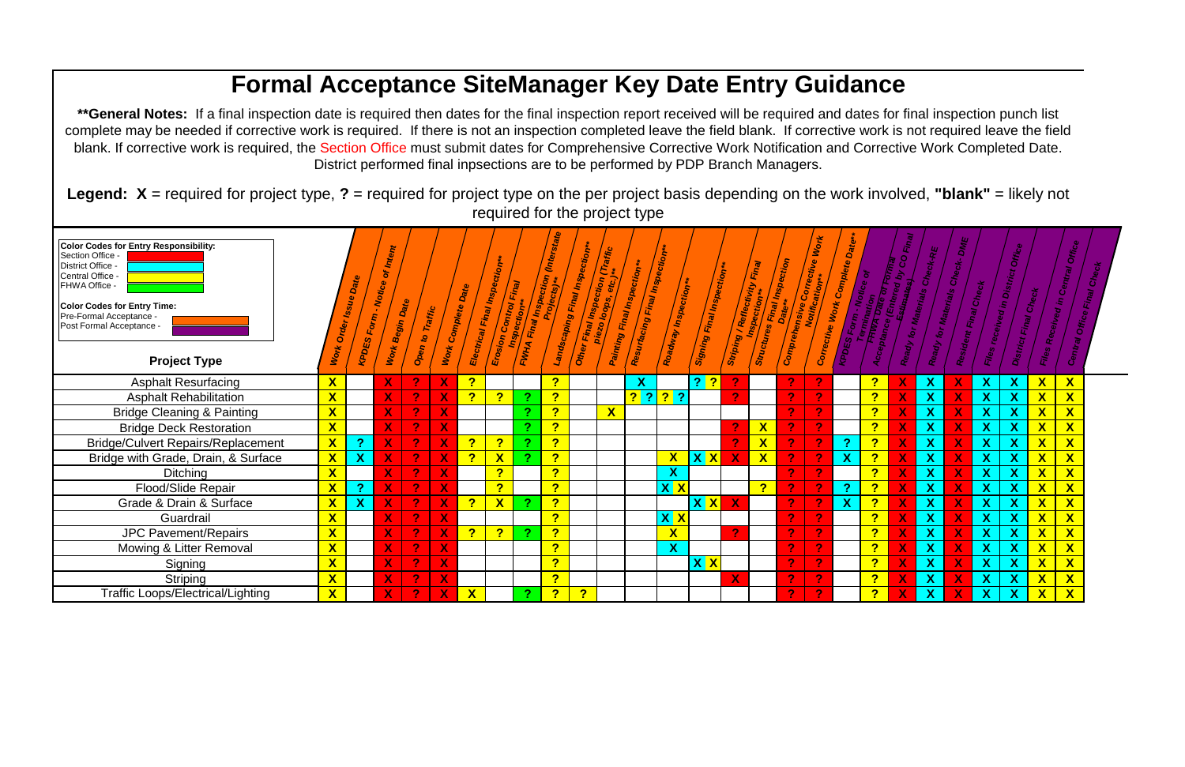# Formal Acceptance SiteManager Key Date Entry Guidance

**\*\*General Notes:** If a final inspection date is required then dates for the final inspection report received will be required and dates for final inspection punch list complete may be needed if corrective work is required. If there is not an inspection completed leave the field blank. If corrective work is not required leave the field blank. If corrective work is required, the Section Office must submit dates for Comprehensive Corrective Work Notification and Corrective Work Completed Date. District performed final inpsections are to be performed by PDP Branch Managers.

**Legend: X** = required for project type, **?** = required for project type on the per project basis depending on the work involved, **"blank"** = likely not required for the project type

**Color Codes for Entry Responsibility:**
- Section Office -
- District Office -
- Central Office -
- FHWA Office -

**Color Codes for Entry Time:**
- Pre-Formal Acceptance -
- Post Formal Acceptance -

| Project Type | Work Order Issue Date | KPDES Form - Notice of Intent | Work Begin Date | Open to Traffic | Work Complete Date | Electrical Final Inspection** | Erosion Control Final Inspection** | FWHA Final Inspection (Interstate Projects)** | Landscaping Final Inspection** | Other Final Inspection (Traffic piezo loops, etc.)** | Painting Final Inspection** | Resurfacing Final Inspection** | Roadway Final Inspection** | Signing Final Inspection** | Striping / Reflectivity Final Inspection** | Structures Final Inspection Date** | Comprehensive Corrective Work Notification** | Corrective Work Complete Date** | KPDES Form - Notice of Termination | FHWA Date of Formal Acceptance (Entered by CO Final Estimates) | Ready for Materials Check-RE | Ready for Materials Check- DME | Resident Final Check | Files received in District Office | District Final Check | Files Received in Central Office | Central Office Final Check |
|---|---|---|---|---|---|---|---|---|---|---|---|---|---|---|---|---|---|---|---|---|---|---|---|---|---|---|---|
| Asphalt Resurfacing | X | | X | ? | X | ? | | | ? | | | X | | ? ? | ? | | ? | ? | | ? | X | X | X | X | X | X | X |
| Asphalt Rehabilitation | X | | X | ? | X | ? | ? | ? | ? | | | ? ? | ? ? | | ? | | ? | ? | | ? | X | X | X | X | X | X | X |
| Bridge Cleaning & Painting | X | | X | ? | X | | | ? | ? | | X | | | | | | ? | ? | | ? | X | X | X | X | X | X | X |
| Bridge Deck Restoration | X | | X | ? | X | | | ? | ? | | | | | | ? | X | ? | ? | | ? | X | X | X | X | X | X | X |
| Bridge/Culvert Repairs/Replacement | X | ? | X | ? | X | ? | ? | ? | ? | | | | | | ? | X | ? | ? | ? | ? | X | X | X | X | X | X | X |
| Bridge with Grade, Drain, & Surface | X | X | X | ? | X | ? | X | ? | ? | | | | X | X X | X | X | ? | ? | X | ? | X | X | X | X | X | X | X |
| Ditching | X | | X | ? | X | | ? | | ? | | | | X | | | | ? | ? | | ? | X | X | X | X | X | X | X |
| Flood/Slide Repair | X | ? | X | ? | X | | ? | | ? | | | | X X | | | ? | ? | ? | ? | ? | X | X | X | X | X | X | X |
| Grade & Drain & Surface | X | X | X | ? | X | ? | X | ? | ? | | | | | X X | X | | ? | ? | X | ? | X | X | X | X | X | X | X |
| Guardrail | X | | X | ? | X | | | | ? | | | | X X | | | | ? | ? | | ? | X | X | X | X | X | X | X |
| JPC Pavement/Repairs | X | | X | ? | X | ? | ? | ? | ? | | | | X | | ? | | ? | ? | | ? | X | X | X | X | X | X | X |
| Mowing & Litter Removal | X | | X | ? | X | | | | ? | | | | X | | | | ? | ? | | ? | X | X | X | X | X | X | X |
| Signing | X | | X | ? | X | | | | ? | | | | | X X | | | ? | ? | | ? | X | X | X | X | X | X | X |
| Striping | X | | X | ? | X | | | | ? | | | | | | X | | ? | ? | | ? | X | X | X | X | X | X | X |
| Traffic Loops/Electrical/Lighting | X | | X | ? | X | X | | ? | ? | ? | | | | | | | ? | ? | | ? | X | X | X | X | X | X | X |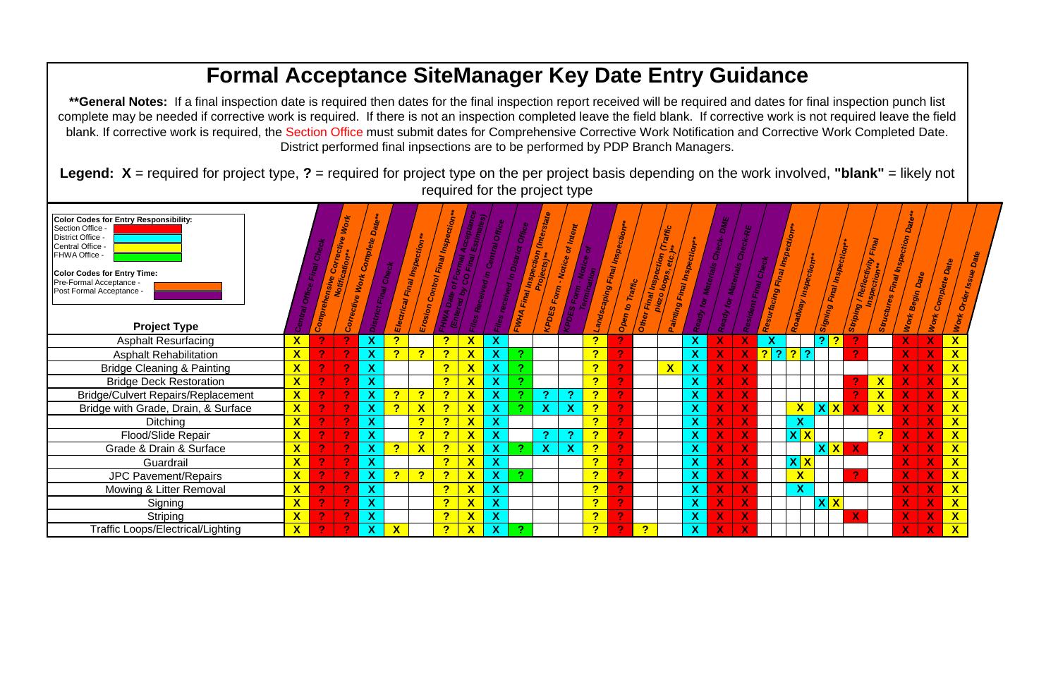# Formal Acceptance SiteManager Key Date Entry Guidance

**\*\*General Notes:** If a final inspection date is required then dates for the final inspection report received will be required and dates for final inspection punch list complete may be needed if corrective work is required. If there is not an inspection completed leave the field blank. If corrective work is not required leave the field blank. If corrective work is required, the Section Office must submit dates for Comprehensive Corrective Work Notification and Corrective Work Completed Date. District performed final inpsections are to be performed by PDP Branch Managers.

**Legend: X** = required for project type, **?** = required for project type on the per project basis depending on the work involved, **"blank"** = likely not required for the project type

**Color Codes for Entry Responsibility:**
- Section Office -
- District Office -
- Central Office -
- FHWA Office -

**Color Codes for Entry Time:**
- Pre-Formal Acceptance -
- Post Formal Acceptance -

| Project Type | Central Office Final Check | Comprehensive Corrective Work Notification** | Corrective Work Complete Date** | District Final Check | Electrical Final Inspection** | Erosion Control Final Inspection** | FHWA Date of Formal Acceptance (Entered by CO Final Estimates) | Files Received in Central Office | Files received in District Office | FWHA Final Inspection (Interstate Projects)** | KPDES Form - Notice of Intent | KPDES Form - Notice of Termination | Landscaping Final Inspection** | Open to Traffic | Other Final Inspection (Traffic piezo loops, etc.)** | Painting Final Inspection** | Ready for Materials Check- DME | Ready for Materials Check-RE | Resident Final Check | Resurfacing Final Inspection** | Roadway Inspection** | Signing Final Inspection** | Striping / Reflectivity Final Inspection** | Structures Final Inspection Date** | Work Begin Date | Work Complete Date | Work Order Issue Date |
|---|---|---|---|---|---|---|---|---|---|---|---|---|---|---|---|---|---|---|---|---|---|---|---|---|---|---|---|
| Asphalt Resurfacing | X | ? | ? | X | ? | | ? | X | X | | | | ? | ? | | | X | X | X | X | | ? ? | ? | | X | X | X |
| Asphalt Rehabilitation | X | ? | ? | X | ? | ? | ? | X | X | ? | | | ? | ? | | | X | X | X | ? ? | ? ? | | ? | | X | X | X |
| Bridge Cleaning & Painting | X | ? | ? | X | | | ? | X | X | ? | | | ? | ? | | X | X | X | X | | | | | | X | X | X |
| Bridge Deck Restoration | X | ? | ? | X | | | ? | X | X | ? | | | ? | ? | | | X | X | X | | | | ? | X | X | X | X |
| Bridge/Culvert Repairs/Replacement | X | ? | ? | X | ? | ? | ? | X | X | ? | ? | ? | ? | ? | | | X | X | X | | | | ? | X | X | X | X |
| Bridge with Grade, Drain, & Surface | X | ? | ? | X | ? | X | ? | X | X | ? | X | X | ? | ? | | | X | X | X | | X | X X | X | X | X | X | X |
| Ditching | X | ? | ? | X | | ? | ? | X | X | | | | ? | ? | | | X | X | X | | X | | | | X | X | X |
| Flood/Slide Repair | X | ? | ? | X | | ? | ? | X | X | | ? | ? | ? | ? | | | X | X | X | | X X | | | ? | X | X | X |
| Grade & Drain & Surface | X | ? | ? | X | ? | X | ? | X | X | ? | X | X | ? | ? | | | X | X | X | | | X X | X | | X | X | X |
| Guardrail | X | ? | ? | X | | | ? | X | X | | | | ? | ? | | | X | X | X | | X X | | | | X | X | X |
| JPC Pavement/Repairs | X | ? | ? | X | ? | ? | ? | X | X | ? | | | ? | ? | | | X | X | X | | X | | ? | | X | X | X |
| Mowing & Litter Removal | X | ? | ? | X | | | ? | X | X | | | | ? | ? | | | X | X | X | | X | | | | X | X | X |
| Signing | X | ? | ? | X | | | ? | X | X | | | | ? | ? | | | X | X | X | | | X X | | | X | X | X |
| Striping | X | ? | ? | X | | | ? | X | X | | | | ? | ? | | | X | X | X | | | | X | | X | X | X |
| Traffic Loops/Electrical/Lighting | X | ? | ? | X | X | | ? | X | X | ? | | | ? | ? | ? | | X | X | X | | | | | | X | X | X |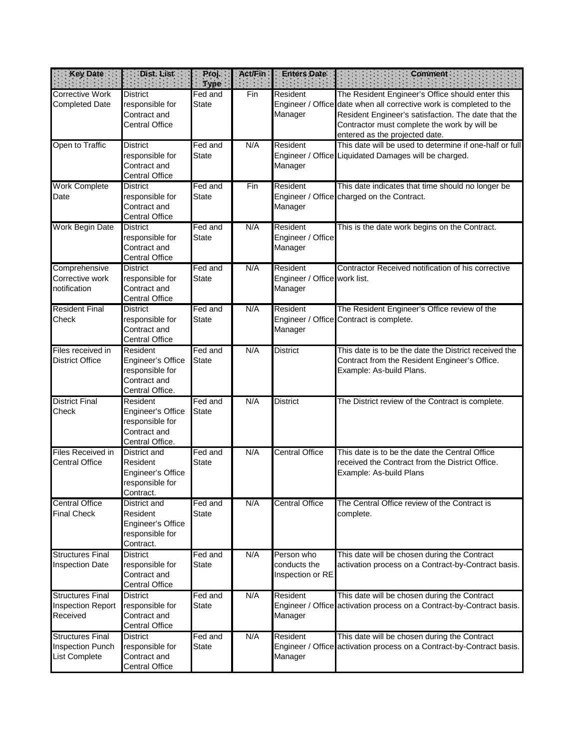| Key Date | Dist. List | Proj. Type | Act/Fin | Enters Date | Comment |
| --- | --- | --- | --- | --- | --- |
| Corrective Work Completed Date | District responsible for Contract and Central Office | Fed and State | Fin | Resident Engineer / Office Manager | The Resident Engineer's Office should enter this date when all corrective work is completed to the Resident Engineer's satisfaction. The date that the Contractor must complete the work by will be entered as the projected date. |
| Open to Traffic | District responsible for Contract and Central Office | Fed and State | N/A | Resident Engineer / Office Manager | This date will be used to determine if one-half or full Liquidated Damages will be charged. |
| Work Complete Date | District responsible for Contract and Central Office | Fed and State | Fin | Resident Engineer / Office Manager | This date indicates that time should no longer be charged on the Contract. |
| Work Begin Date | District responsible for Contract and Central Office | Fed and State | N/A | Resident Engineer / Office Manager | This is the date work begins on the Contract. |
| Comprehensive Corrective work notification | District responsible for Contract and Central Office | Fed and State | N/A | Resident Engineer / Office Manager | Contractor Received notification of his corrective work list. |
| Resident Final Check | District responsible for Contract and Central Office | Fed and State | N/A | Resident Engineer / Office Manager | The Resident Engineer's Office review of the Contract is complete. |
| Files received in District Office | Resident Engineer's Office responsible for Contract and Central Office. | Fed and State | N/A | District | This date is to be the date the District received the Contract from the Resident Engineer's Office. Example: As-build Plans. |
| District Final Check | Resident Engineer's Office responsible for Contract and Central Office. | Fed and State | N/A | District | The District review of the Contract is complete. |
| Files Received in Central Office | District and Resident Engineer's Office responsible for Contract. | Fed and State | N/A | Central Office | This date is to be the date the Central Office received the Contract from the District Office. Example: As-build Plans |
| Central Office Final Check | District and Resident Engineer's Office responsible for Contract. | Fed and State | N/A | Central Office | The Central Office review of the Contract is complete. |
| Structures Final Inspection Date | District responsible for Contract and Central Office | Fed and State | N/A | Person who conducts the Inspection or RE | This date will be chosen during the Contract activation process on a Contract-by-Contract basis. |
| Structures Final Inspection Report Received | District responsible for Contract and Central Office | Fed and State | N/A | Resident Engineer / Office Manager | This date will be chosen during the Contract activation process on a Contract-by-Contract basis. |
| Structures Final Inspection Punch List Complete | District responsible for Contract and Central Office | Fed and State | N/A | Resident Engineer / Office Manager | This date will be chosen during the Contract activation process on a Contract-by-Contract basis. |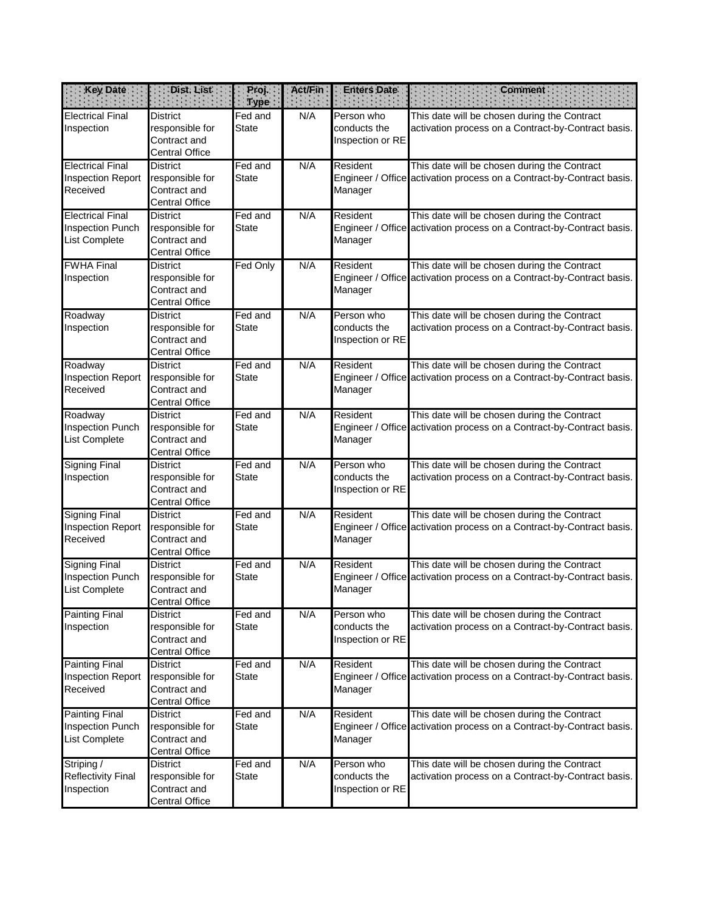| Key Date | Dist. List | Proj. Type | Act/Fin | Enters Date | Comment |
|---|---|---|---|---|---|
| Electrical Final Inspection | District responsible for Contract and Central Office | Fed and State | N/A | Person who conducts the Inspection or RE | This date will be chosen during the Contract activation process on a Contract-by-Contract basis. |
| Electrical Final Inspection Report Received | District responsible for Contract and Central Office | Fed and State | N/A | Resident Engineer / Office Manager | This date will be chosen during the Contract activation process on a Contract-by-Contract basis. |
| Electrical Final Inspection Punch List Complete | District responsible for Contract and Central Office | Fed and State | N/A | Resident Engineer / Office Manager | This date will be chosen during the Contract activation process on a Contract-by-Contract basis. |
| FWHA Final Inspection | District responsible for Contract and Central Office | Fed Only | N/A | Resident Engineer / Office Manager | This date will be chosen during the Contract activation process on a Contract-by-Contract basis. |
| Roadway Inspection | District responsible for Contract and Central Office | Fed and State | N/A | Person who conducts the Inspection or RE | This date will be chosen during the Contract activation process on a Contract-by-Contract basis. |
| Roadway Inspection Report Received | District responsible for Contract and Central Office | Fed and State | N/A | Resident Engineer / Office Manager | This date will be chosen during the Contract activation process on a Contract-by-Contract basis. |
| Roadway Inspection Punch List Complete | District responsible for Contract and Central Office | Fed and State | N/A | Resident Engineer / Office Manager | This date will be chosen during the Contract activation process on a Contract-by-Contract basis. |
| Signing Final Inspection | District responsible for Contract and Central Office | Fed and State | N/A | Person who conducts the Inspection or RE | This date will be chosen during the Contract activation process on a Contract-by-Contract basis. |
| Signing Final Inspection Report Received | District responsible for Contract and Central Office | Fed and State | N/A | Resident Engineer / Office Manager | This date will be chosen during the Contract activation process on a Contract-by-Contract basis. |
| Signing Final Inspection Punch List Complete | District responsible for Contract and Central Office | Fed and State | N/A | Resident Engineer / Office Manager | This date will be chosen during the Contract activation process on a Contract-by-Contract basis. |
| Painting Final Inspection | District responsible for Contract and Central Office | Fed and State | N/A | Person who conducts the Inspection or RE | This date will be chosen during the Contract activation process on a Contract-by-Contract basis. |
| Painting Final Inspection Report Received | District responsible for Contract and Central Office | Fed and State | N/A | Resident Engineer / Office Manager | This date will be chosen during the Contract activation process on a Contract-by-Contract basis. |
| Painting Final Inspection Punch List Complete | District responsible for Contract and Central Office | Fed and State | N/A | Resident Engineer / Office Manager | This date will be chosen during the Contract activation process on a Contract-by-Contract basis. |
| Striping / Reflectivity Final Inspection | District responsible for Contract and Central Office | Fed and State | N/A | Person who conducts the Inspection or RE | This date will be chosen during the Contract activation process on a Contract-by-Contract basis. |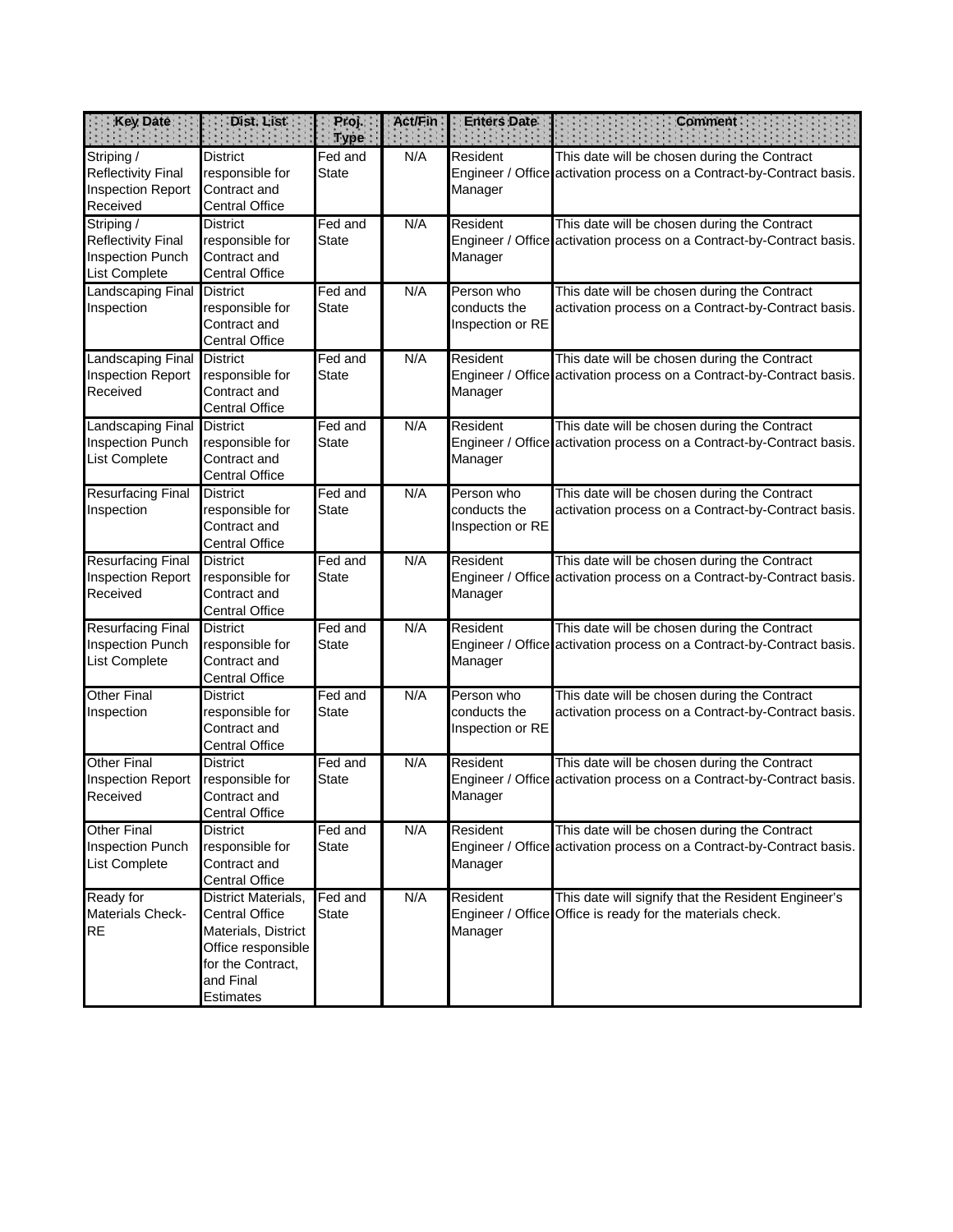| Key Date | Dist. List | Proj. Type | Act/Fin | Enters Date | Comment |
| --- | --- | --- | --- | --- | --- |
| Striping / Reflectivity Final Inspection Report Received | District responsible for Contract and Central Office | Fed and State | N/A | Resident Engineer / Office Manager | This date will be chosen during the Contract activation process on a Contract-by-Contract basis. |
| Striping / Reflectivity Final Inspection Punch List Complete | District responsible for Contract and Central Office | Fed and State | N/A | Resident Engineer / Office Manager | This date will be chosen during the Contract activation process on a Contract-by-Contract basis. |
| Landscaping Final Inspection | District responsible for Contract and Central Office | Fed and State | N/A | Person who conducts the Inspection or RE | This date will be chosen during the Contract activation process on a Contract-by-Contract basis. |
| Landscaping Final Inspection Report Received | District responsible for Contract and Central Office | Fed and State | N/A | Resident Engineer / Office Manager | This date will be chosen during the Contract activation process on a Contract-by-Contract basis. |
| Landscaping Final Inspection Punch List Complete | District responsible for Contract and Central Office | Fed and State | N/A | Resident Engineer / Office Manager | This date will be chosen during the Contract activation process on a Contract-by-Contract basis. |
| Resurfacing Final Inspection | District responsible for Contract and Central Office | Fed and State | N/A | Person who conducts the Inspection or RE | This date will be chosen during the Contract activation process on a Contract-by-Contract basis. |
| Resurfacing Final Inspection Report Received | District responsible for Contract and Central Office | Fed and State | N/A | Resident Engineer / Office Manager | This date will be chosen during the Contract activation process on a Contract-by-Contract basis. |
| Resurfacing Final Inspection Punch List Complete | District responsible for Contract and Central Office | Fed and State | N/A | Resident Engineer / Office Manager | This date will be chosen during the Contract activation process on a Contract-by-Contract basis. |
| Other Final Inspection | District responsible for Contract and Central Office | Fed and State | N/A | Person who conducts the Inspection or RE | This date will be chosen during the Contract activation process on a Contract-by-Contract basis. |
| Other Final Inspection Report Received | District responsible for Contract and Central Office | Fed and State | N/A | Resident Engineer / Office Manager | This date will be chosen during the Contract activation process on a Contract-by-Contract basis. |
| Other Final Inspection Punch List Complete | District responsible for Contract and Central Office | Fed and State | N/A | Resident Engineer / Office Manager | This date will be chosen during the Contract activation process on a Contract-by-Contract basis. |
| Ready for Materials Check-RE | District Materials, Central Office Materials, District Office responsible for the Contract, and Final Estimates | Fed and State | N/A | Resident Engineer / Office Manager | This date will signify that the Resident Engineer's Office is ready for the materials check. |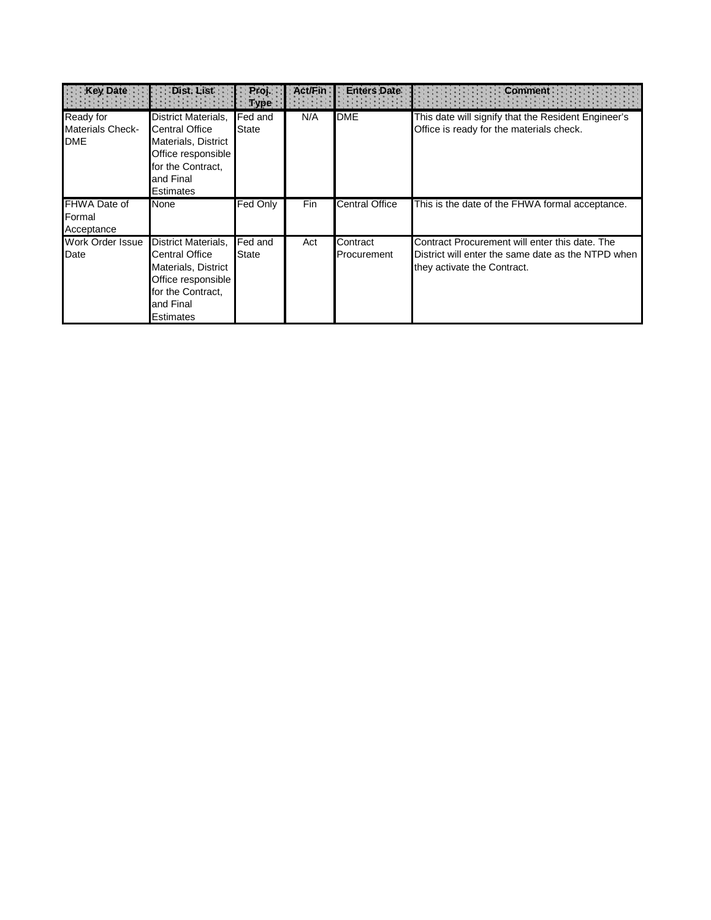| Key Date | Dist. List | Proj. Type | Act/Fin | Enters Date | Comment |
|---|---|---|---|---|---|
| Ready for Materials Check-DME | District Materials, Central Office Materials, District Office responsible for the Contract, and Final Estimates | Fed and State | N/A | DME | This date will signify that the Resident Engineer's Office is ready for the materials check. |
| FHWA Date of Formal Acceptance | None | Fed Only | Fin | Central Office | This is the date of the FHWA formal acceptance. |
| Work Order Issue Date | District Materials, Central Office Materials, District Office responsible for the Contract, and Final Estimates | Fed and State | Act | Contract Procurement | Contract Procurement will enter this date. The District will enter the same date as the NTPD when they activate the Contract. |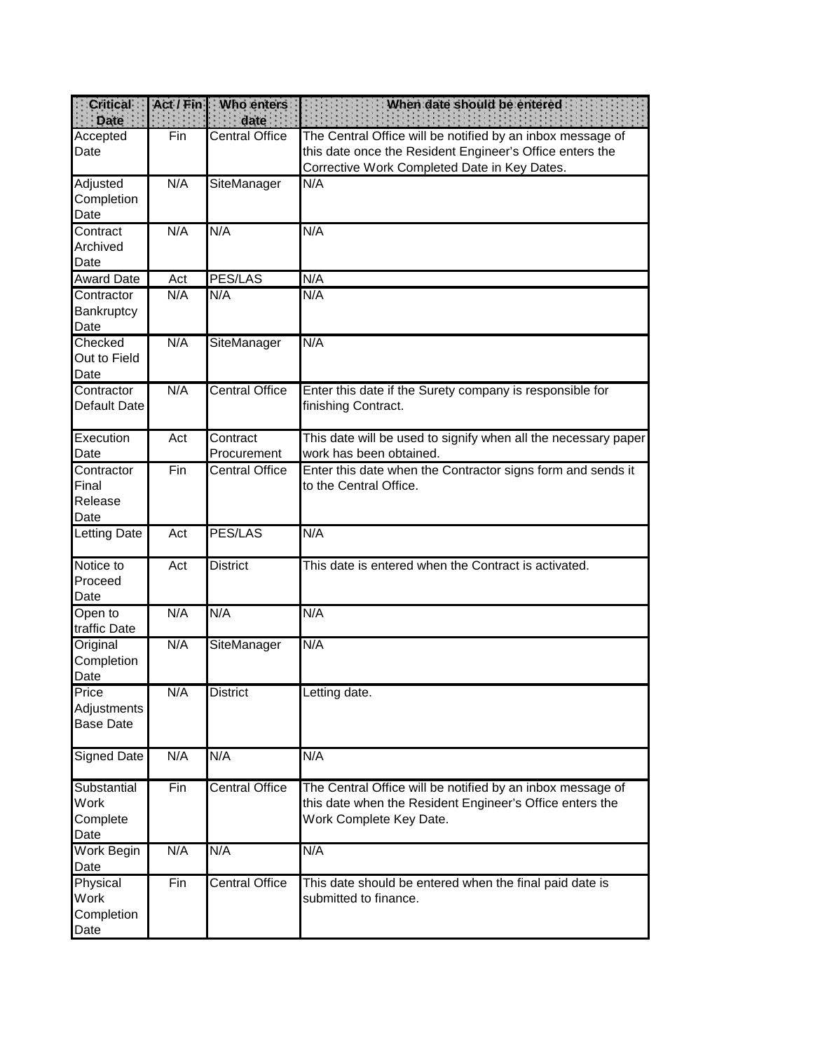| Critical Date | Act / Fin | Who enters date | When date should be entered |
| --- | --- | --- | --- |
| Accepted Date | Fin | Central Office | The Central Office will be notified by an inbox message of this date once the Resident Engineer's Office enters the Corrective Work Completed Date in Key Dates. |
| Adjusted Completion Date | N/A | SiteManager | N/A |
| Contract Archived Date | N/A | N/A | N/A |
| Award Date | Act | PES/LAS | N/A |
| Contractor Bankruptcy Date | N/A | N/A | N/A |
| Checked Out to Field Date | N/A | SiteManager | N/A |
| Contractor Default Date | N/A | Central Office | Enter this date if the Surety company is responsible for finishing Contract. |
| Execution Date | Act | Contract Procurement | This date will be used to signify when all the necessary paper work has been obtained. |
| Contractor Final Release Date | Fin | Central Office | Enter this date when the Contractor signs form and sends it to the Central Office. |
| Letting Date | Act | PES/LAS | N/A |
| Notice to Proceed Date | Act | District | This date is entered when the Contract is activated. |
| Open to traffic Date | N/A | N/A | N/A |
| Original Completion Date | N/A | SiteManager | N/A |
| Price Adjustments Base Date | N/A | District | Letting date. |
| Signed Date | N/A | N/A | N/A |
| Substantial Work Complete Date | Fin | Central Office | The Central Office will be notified by an inbox message of this date when the Resident Engineer's Office enters the Work Complete Key Date. |
| Work Begin Date | N/A | N/A | N/A |
| Physical Work Completion Date | Fin | Central Office | This date should be entered when the final paid date is submitted to finance. |